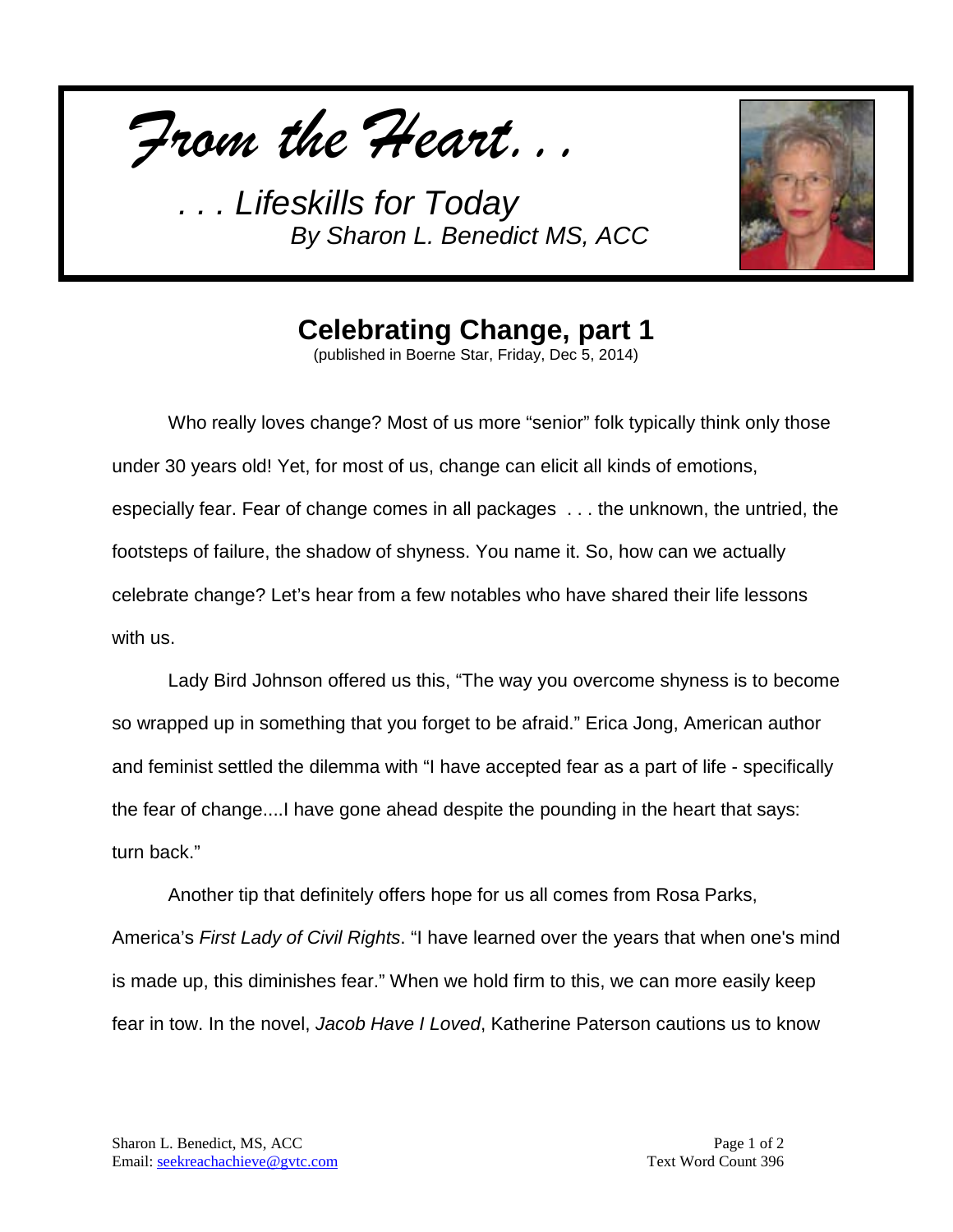*From the Heart...*

*. . . Lifeskills for Today*
*By Sharon L. Benedict MS, ACC*

## Celebrating Change, part 1

(published in Boerne Star, Friday, Dec 5, 2014)

Who really loves change? Most of us more "senior" folk typically think only those under 30 years old! Yet, for most of us, change can elicit all kinds of emotions, especially fear. Fear of change comes in all packages . . . the unknown, the untried, the footsteps of failure, the shadow of shyness. You name it. So, how can we actually celebrate change? Let's hear from a few notables who have shared their life lessons with us.

Lady Bird Johnson offered us this, "The way you overcome shyness is to become so wrapped up in something that you forget to be afraid." Erica Jong, American author and feminist settled the dilemma with "I have accepted fear as a part of life - specifically the fear of change....I have gone ahead despite the pounding in the heart that says: turn back."

Another tip that definitely offers hope for us all comes from Rosa Parks, America's *First Lady of Civil Rights*. "I have learned over the years that when one's mind is made up, this diminishes fear." When we hold firm to this, we can more easily keep fear in tow. In the novel, *Jacob Have I Loved*, Katherine Paterson cautions us to know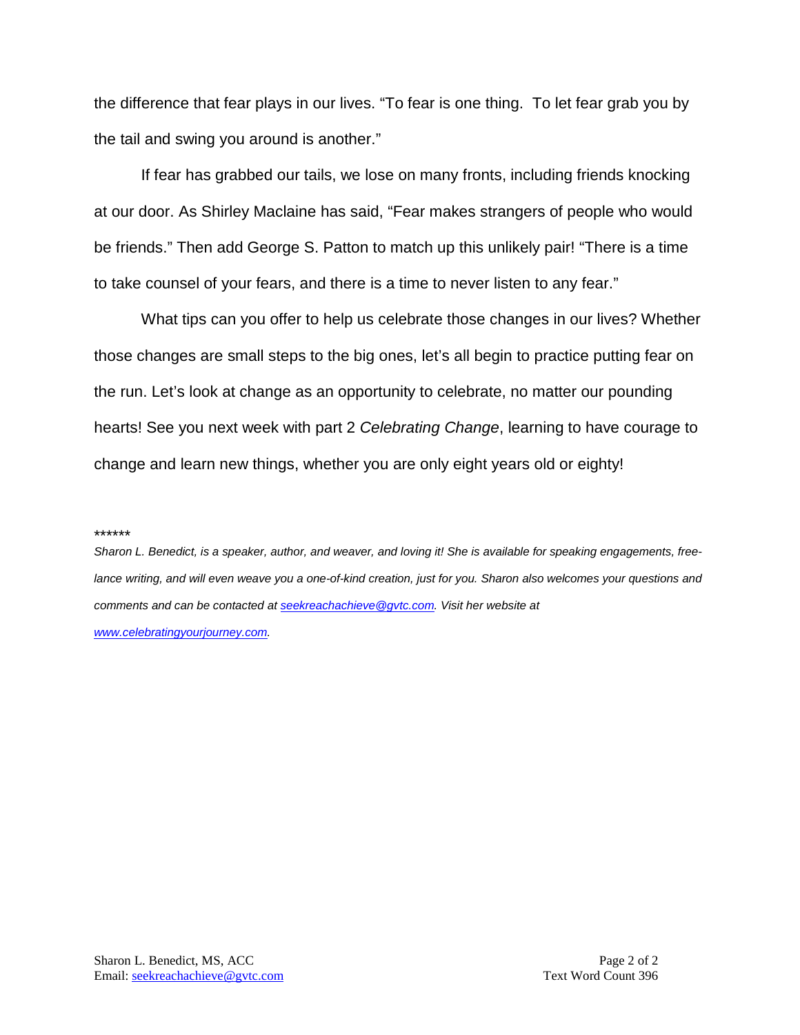the difference that fear plays in our lives. “To fear is one thing. To let fear grab you by the tail and swing you around is another.”

If fear has grabbed our tails, we lose on many fronts, including friends knocking at our door. As Shirley Maclaine has said, “Fear makes strangers of people who would be friends.” Then add George S. Patton to match up this unlikely pair! “There is a time to take counsel of your fears, and there is a time to never listen to any fear.”

What tips can you offer to help us celebrate those changes in our lives? Whether those changes are small steps to the big ones, let’s all begin to practice putting fear on the run. Let’s look at change as an opportunity to celebrate, no matter our pounding hearts! See you next week with part 2 *Celebrating Change*, learning to have courage to change and learn new things, whether you are only eight years old or eighty!

*\*\*\*\*\*\**

*Sharon L. Benedict, is a speaker, author, and weaver, and loving it! She is available for speaking engagements, free-lance writing, and will even weave you a one-of-kind creation, just for you. Sharon also welcomes your questions and comments and can be contacted at seekreachachieve@gvtc.com. Visit her website at www.celebratingyourjourney.com.*

Sharon L. Benedict, MS, ACC
Email: seekreachachieve@gvtc.com
Text Word Count 396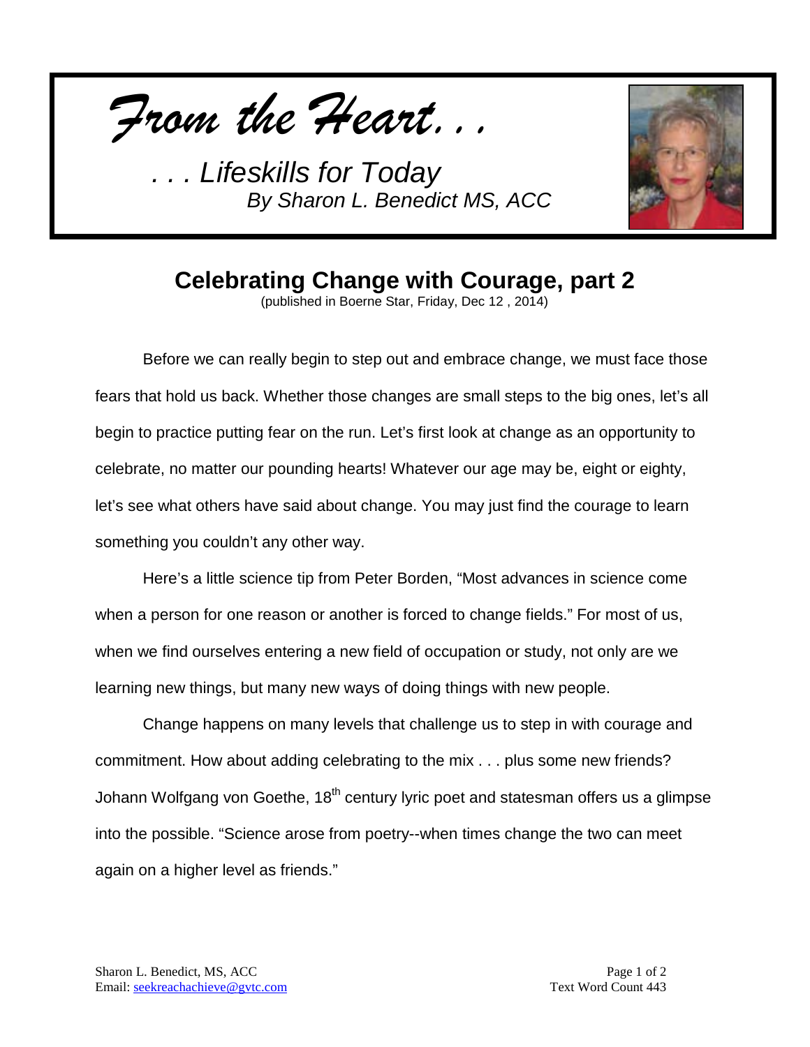*From the Heart…*

*. . . Lifeskills for Today*
*By Sharon L. Benedict MS, ACC*

## Celebrating Change with Courage, part 2

(published in Boerne Star, Friday, Dec 12 , 2014)

Before we can really begin to step out and embrace change, we must face those fears that hold us back. Whether those changes are small steps to the big ones, let's all begin to practice putting fear on the run. Let's first look at change as an opportunity to celebrate, no matter our pounding hearts! Whatever our age may be, eight or eighty, let's see what others have said about change. You may just find the courage to learn something you couldn't any other way.

Here's a little science tip from Peter Borden, "Most advances in science come when a person for one reason or another is forced to change fields." For most of us, when we find ourselves entering a new field of occupation or study, not only are we learning new things, but many new ways of doing things with new people.

Change happens on many levels that challenge us to step in with courage and commitment. How about adding celebrating to the mix . . . plus some new friends? Johann Wolfgang von Goethe, 18th century lyric poet and statesman offers us a glimpse into the possible. "Science arose from poetry--when times change the two can meet again on a higher level as friends."

Sharon L. Benedict, MS, ACC
Email: seekreachachieve@gvtc.com

Text Word Count 443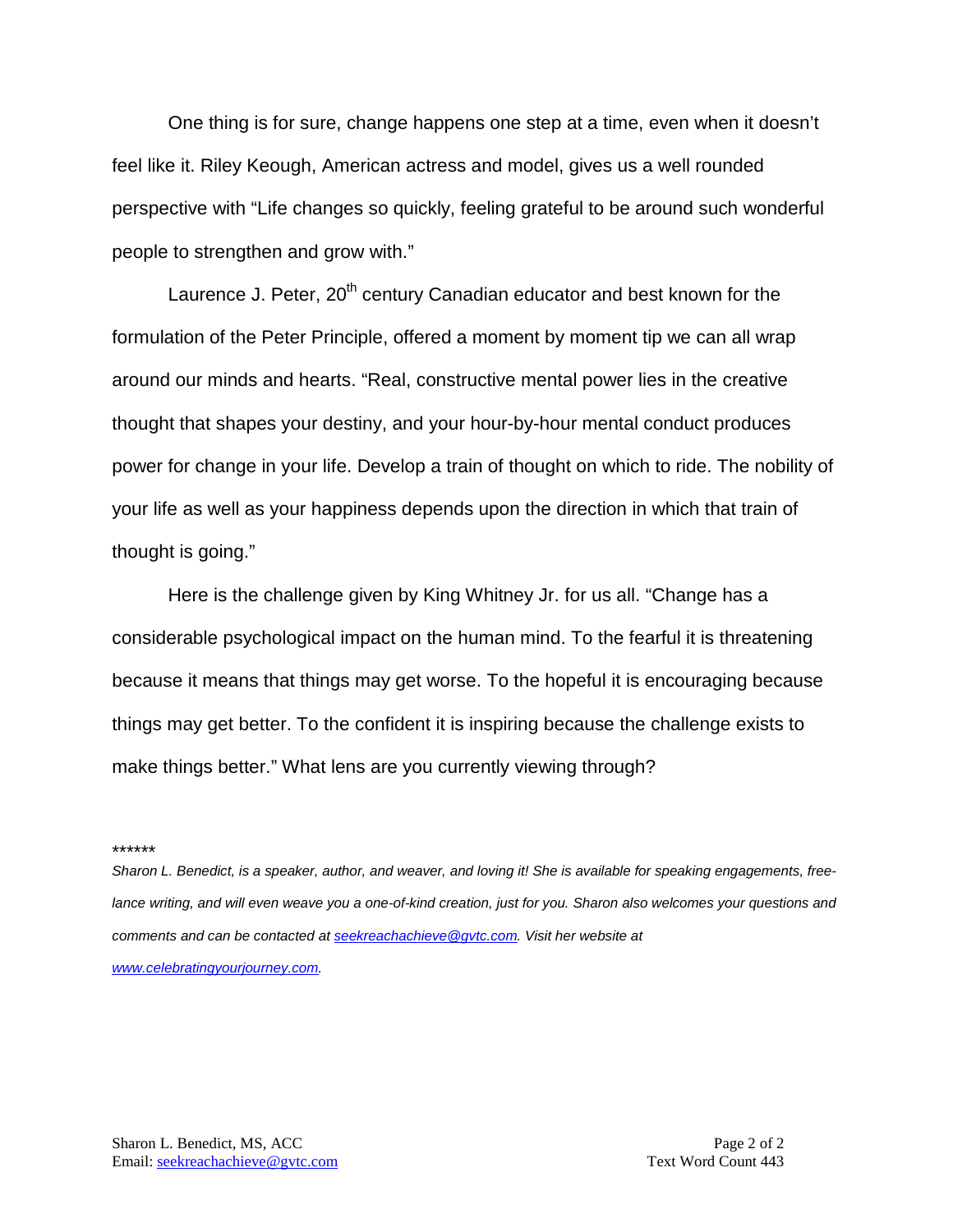One thing is for sure, change happens one step at a time, even when it doesn't feel like it. Riley Keough, American actress and model, gives us a well rounded perspective with "Life changes so quickly, feeling grateful to be around such wonderful people to strengthen and grow with."

Laurence J. Peter, 20th century Canadian educator and best known for the formulation of the Peter Principle, offered a moment by moment tip we can all wrap around our minds and hearts. "Real, constructive mental power lies in the creative thought that shapes your destiny, and your hour-by-hour mental conduct produces power for change in your life. Develop a train of thought on which to ride. The nobility of your life as well as your happiness depends upon the direction in which that train of thought is going."

Here is the challenge given by King Whitney Jr. for us all. "Change has a considerable psychological impact on the human mind. To the fearful it is threatening because it means that things may get worse. To the hopeful it is encouraging because things may get better. To the confident it is inspiring because the challenge exists to make things better." What lens are you currently viewing through?

******

*Sharon L. Benedict, is a speaker, author, and weaver, and loving it! She is available for speaking engagements, free-lance writing, and will even weave you a one-of-kind creation, just for you. Sharon also welcomes your questions and comments and can be contacted at seekreachachieve@gvtc.com. Visit her website at www.celebratingyourjourney.com.*

Sharon L. Benedict, MS, ACC
Email: seekreachachieve@gvtc.com

Text Word Count 443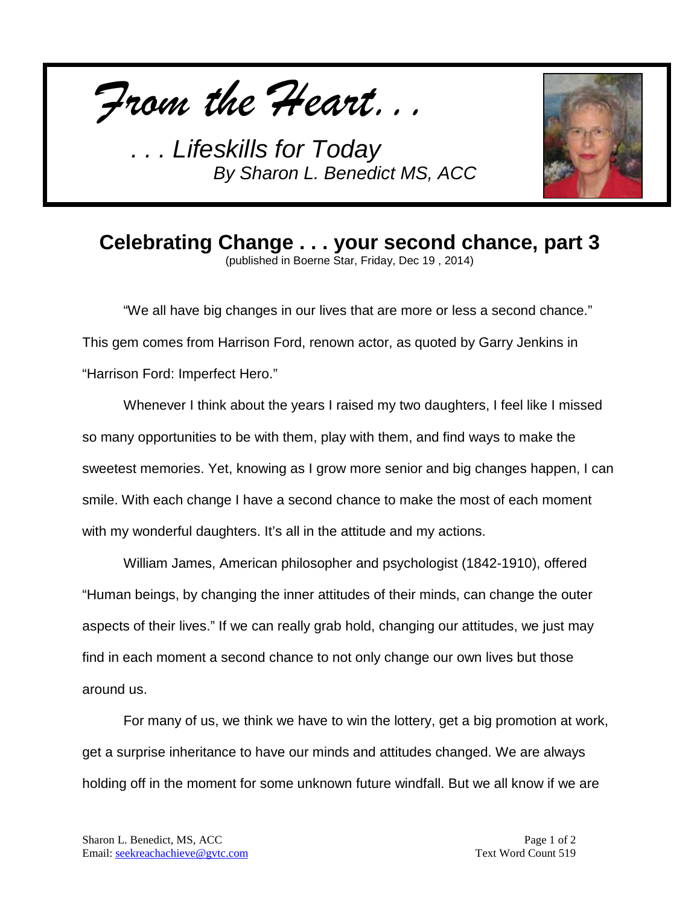*From the Heart...*

*. . . Lifeskills for Today*
*By Sharon L. Benedict MS, ACC*

# Celebrating Change . . . your second chance, part 3

(published in Boerne Star, Friday, Dec 19 , 2014)

"We all have big changes in our lives that are more or less a second chance." This gem comes from Harrison Ford, renown actor, as quoted by Garry Jenkins in "Harrison Ford: Imperfect Hero."

Whenever I think about the years I raised my two daughters, I feel like I missed so many opportunities to be with them, play with them, and find ways to make the sweetest memories. Yet, knowing as I grow more senior and big changes happen, I can smile. With each change I have a second chance to make the most of each moment with my wonderful daughters. It's all in the attitude and my actions.

William James, American philosopher and psychologist (1842-1910), offered "Human beings, by changing the inner attitudes of their minds, can change the outer aspects of their lives." If we can really grab hold, changing our attitudes, we just may find in each moment a second chance to not only change our own lives but those around us.

For many of us, we think we have to win the lottery, get a big promotion at work, get a surprise inheritance to have our minds and attitudes changed. We are always holding off in the moment for some unknown future windfall. But we all know if we are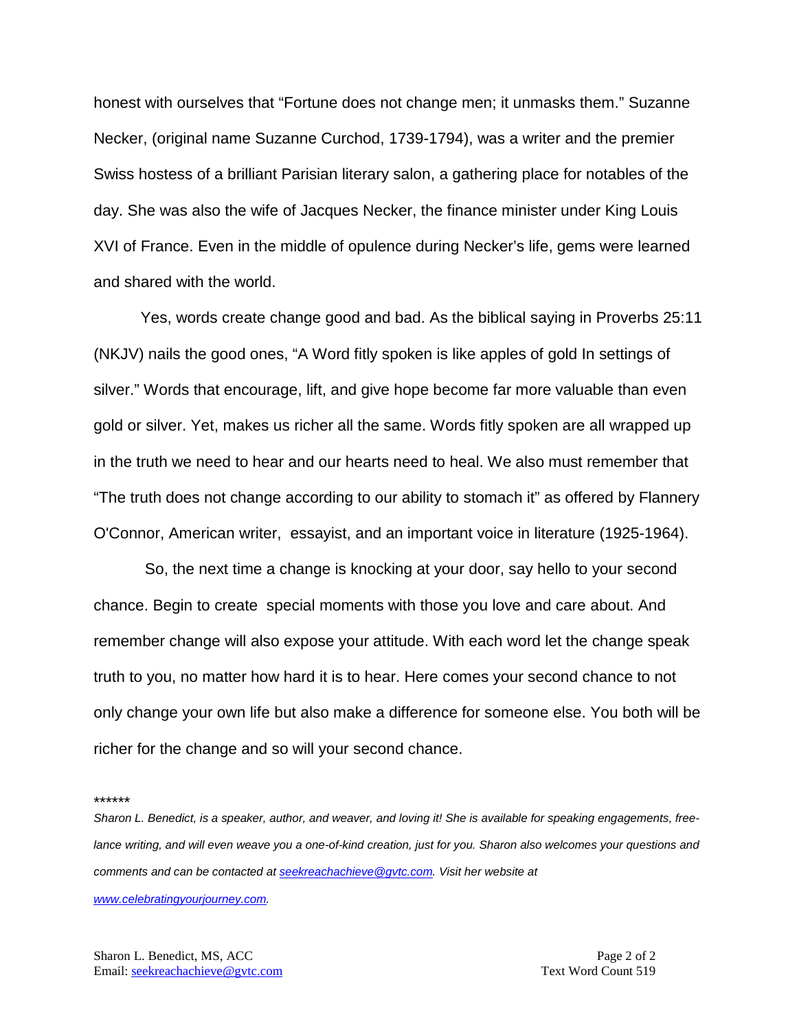honest with ourselves that “Fortune does not change men; it unmasks them.” Suzanne Necker, (original name Suzanne Curchod, 1739-1794), was a writer and the premier Swiss hostess of a brilliant Parisian literary salon, a gathering place for notables of the day. She was also the wife of Jacques Necker, the finance minister under King Louis XVI of France. Even in the middle of opulence during Necker’s life, gems were learned and shared with the world.

Yes, words create change good and bad. As the biblical saying in Proverbs 25:11 (NKJV) nails the good ones, “A Word fitly spoken is like apples of gold In settings of silver.” Words that encourage, lift, and give hope become far more valuable than even gold or silver. Yet, makes us richer all the same. Words fitly spoken are all wrapped up in the truth we need to hear and our hearts need to heal. We also must remember that “The truth does not change according to our ability to stomach it” as offered by Flannery O'Connor, American writer, essayist, and an important voice in literature (1925-1964).

So, the next time a change is knocking at your door, say hello to your second chance. Begin to create special moments with those you love and care about. And remember change will also expose your attitude. With each word let the change speak truth to you, no matter how hard it is to hear. Here comes your second chance to not only change your own life but also make a difference for someone else. You both will be richer for the change and so will your second chance.

******

*Sharon L. Benedict, is a speaker, author, and weaver, and loving it! She is available for speaking engagements, free-lance writing, and will even weave you a one-of-kind creation, just for you. Sharon also welcomes your questions and comments and can be contacted at seekreachachieve@gvtc.com. Visit her website at www.celebratingyourjourney.com.*

Sharon L. Benedict, MS, ACC
Email: seekreachachieve@gvtc.com

Text Word Count 519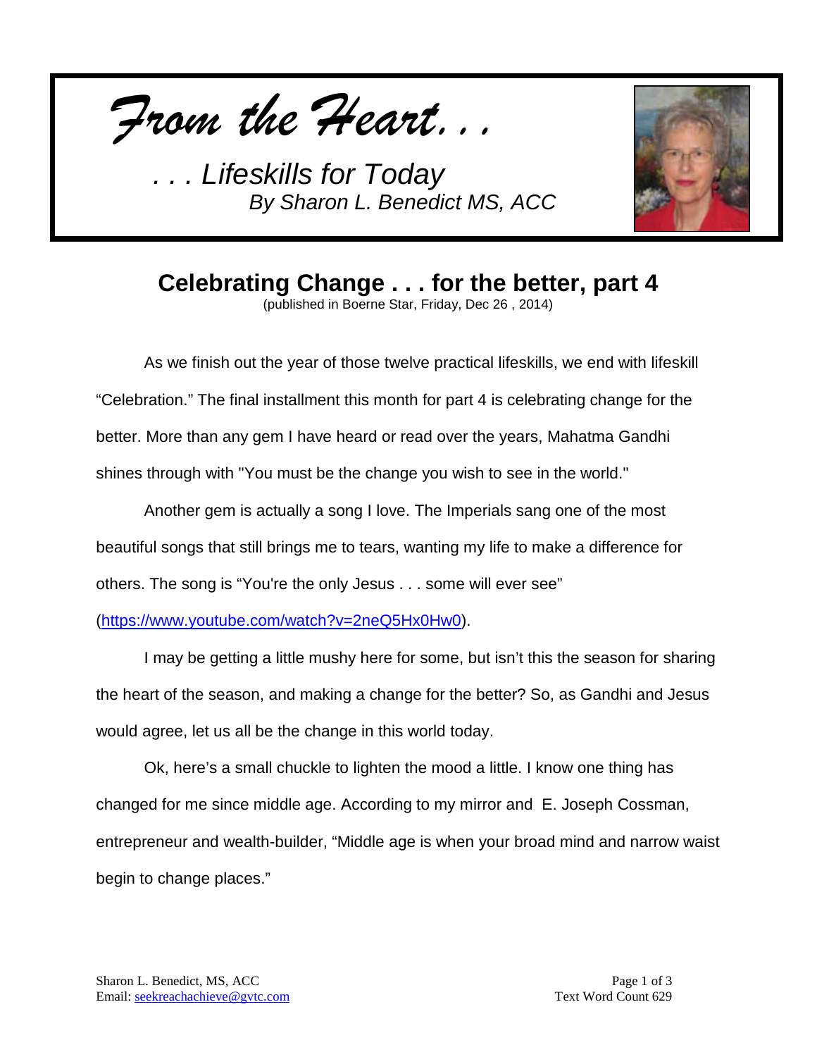*From the Heart. . .*

*. . . Lifeskills for Today*
*By Sharon L. Benedict MS, ACC*

# Celebrating Change . . . for the better, part 4

(published in Boerne Star, Friday, Dec 26 , 2014)

As we finish out the year of those twelve practical lifeskills, we end with lifeskill "Celebration." The final installment this month for part 4 is celebrating change for the better. More than any gem I have heard or read over the years, Mahatma Gandhi shines through with "You must be the change you wish to see in the world."

Another gem is actually a song I love. The Imperials sang one of the most beautiful songs that still brings me to tears, wanting my life to make a difference for others. The song is "You're the only Jesus . . . some will ever see" (https://www.youtube.com/watch?v=2neQ5Hx0Hw0).

I may be getting a little mushy here for some, but isn't this the season for sharing the heart of the season, and making a change for the better? So, as Gandhi and Jesus would agree, let us all be the change in this world today.

Ok, here's a small chuckle to lighten the mood a little. I know one thing has changed for me since middle age. According to my mirror and E. Joseph Cossman, entrepreneur and wealth-builder, "Middle age is when your broad mind and narrow waist begin to change places."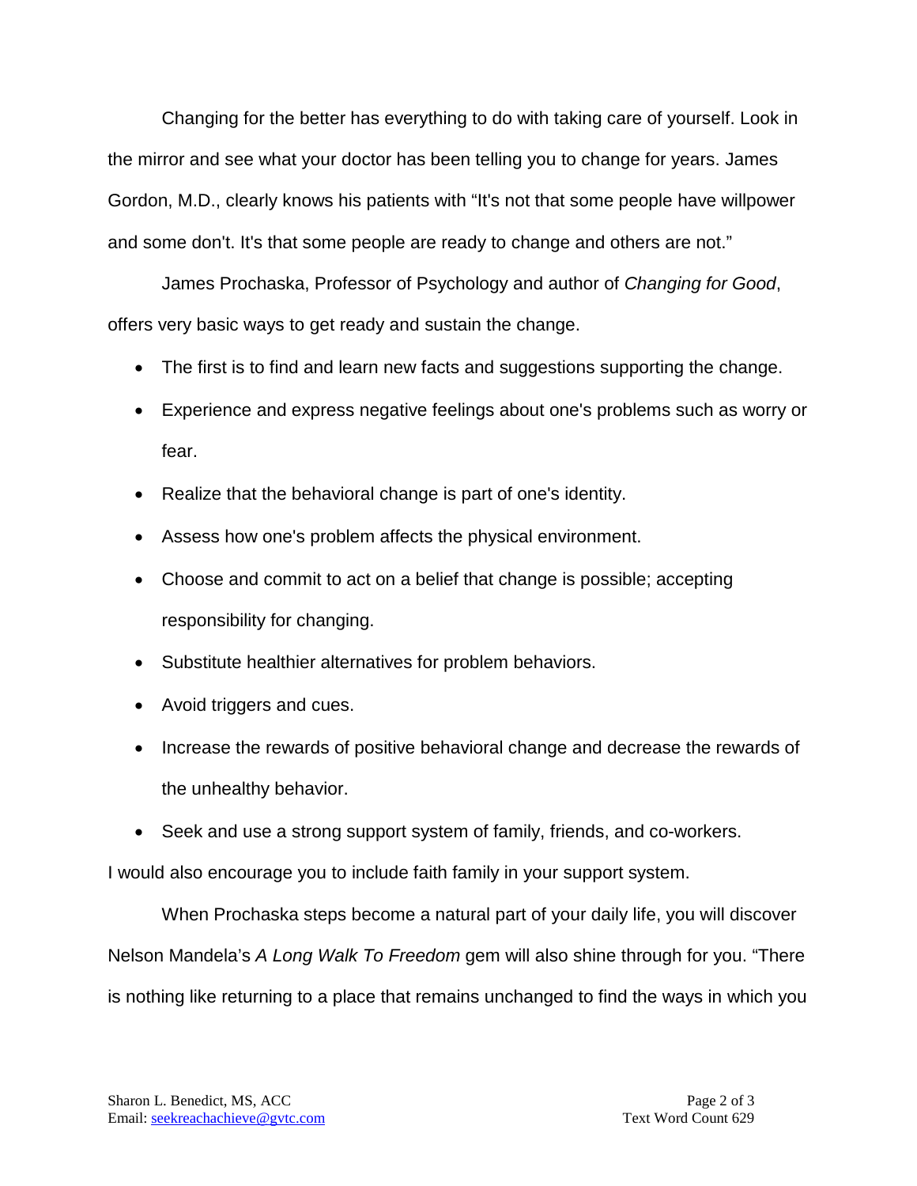Changing for the better has everything to do with taking care of yourself. Look in the mirror and see what your doctor has been telling you to change for years. James Gordon, M.D., clearly knows his patients with "It's not that some people have willpower and some don't. It's that some people are ready to change and others are not."

James Prochaska, Professor of Psychology and author of *Changing for Good*, offers very basic ways to get ready and sustain the change.

- The first is to find and learn new facts and suggestions supporting the change.
- Experience and express negative feelings about one's problems such as worry or fear.
- Realize that the behavioral change is part of one's identity.
- Assess how one's problem affects the physical environment.
- Choose and commit to act on a belief that change is possible; accepting responsibility for changing.
- Substitute healthier alternatives for problem behaviors.
- Avoid triggers and cues.
- Increase the rewards of positive behavioral change and decrease the rewards of the unhealthy behavior.
- Seek and use a strong support system of family, friends, and co-workers.

I would also encourage you to include faith family in your support system.

When Prochaska steps become a natural part of your daily life, you will discover Nelson Mandela's *A Long Walk To Freedom* gem will also shine through for you. "There is nothing like returning to a place that remains unchanged to find the ways in which you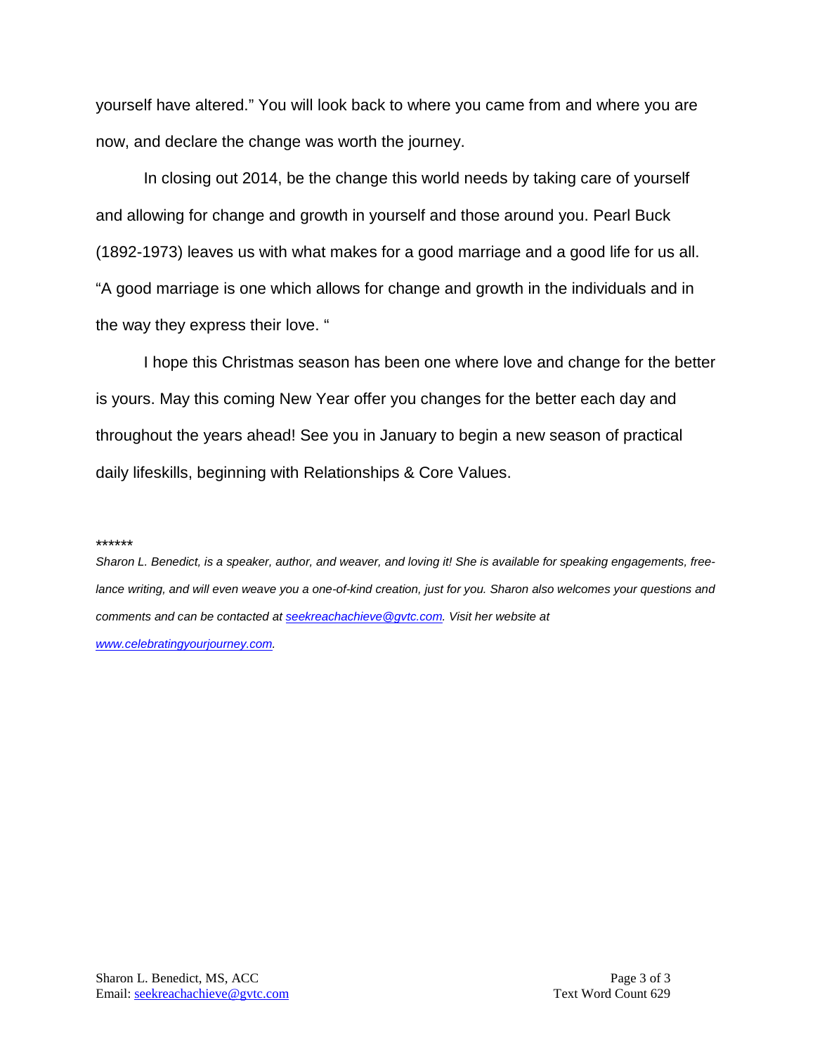yourself have altered." You will look back to where you came from and where you are now, and declare the change was worth the journey.

In closing out 2014, be the change this world needs by taking care of yourself and allowing for change and growth in yourself and those around you. Pearl Buck (1892-1973) leaves us with what makes for a good marriage and a good life for us all. "A good marriage is one which allows for change and growth in the individuals and in the way they express their love. "

I hope this Christmas season has been one where love and change for the better is yours. May this coming New Year offer you changes for the better each day and throughout the years ahead! See you in January to begin a new season of practical daily lifeskills, beginning with Relationships & Core Values.

*\*\*\*\*\*\**

*Sharon L. Benedict, is a speaker, author, and weaver, and loving it! She is available for speaking engagements, free-lance writing, and will even weave you a one-of-kind creation, just for you. Sharon also welcomes your questions and comments and can be contacted at [seekreachachieve@gvtc.com](mailto:seekreachachieve@gvtc.com). Visit her website at [www.celebratingyourjourney.com](http://www.celebratingyourjourney.com).*